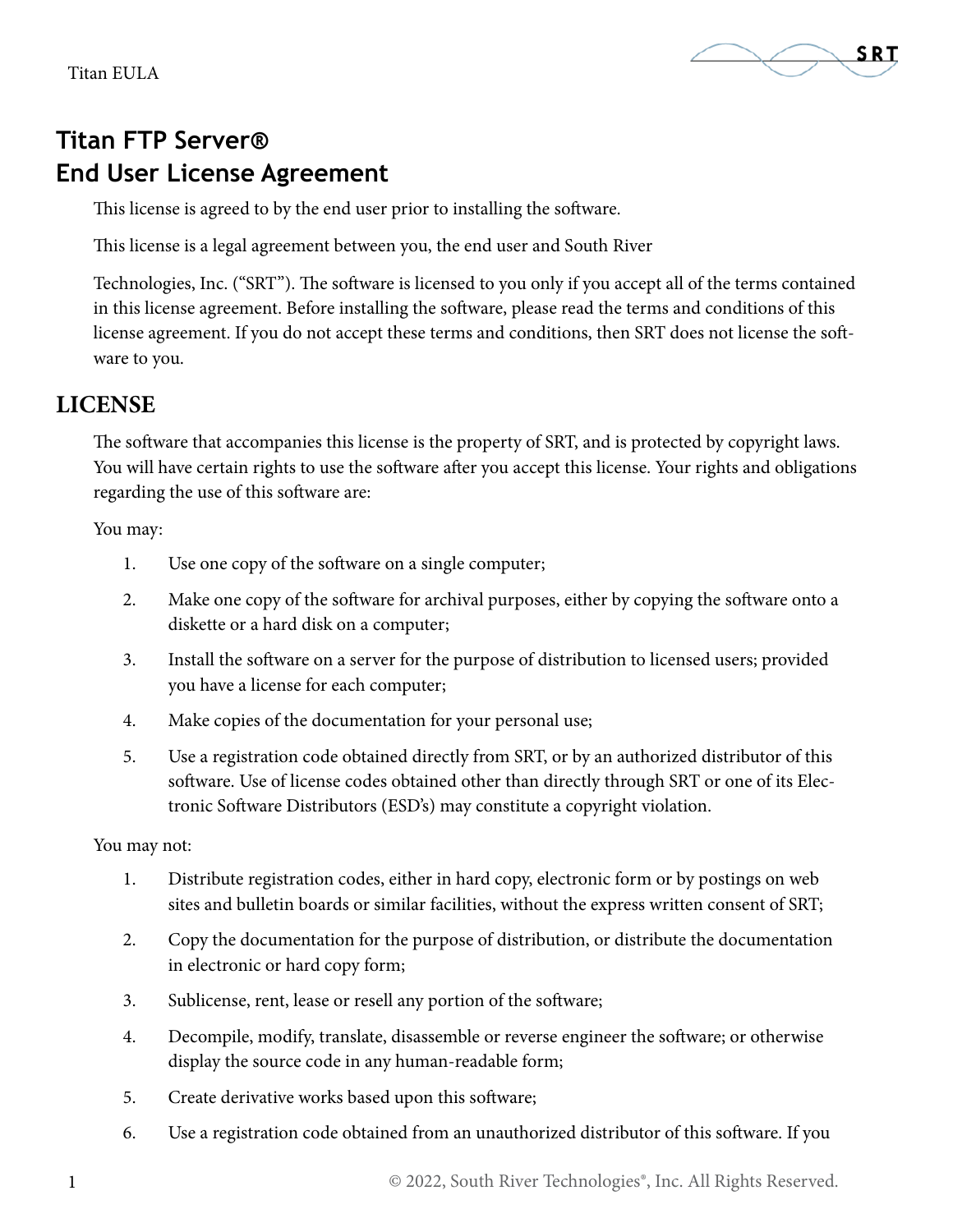# Titan FTP Server®
# End User License Agreement

This license is agreed to by the end user prior to installing the software.

This license is a legal agreement between you, the end user and South River

Technologies, Inc. ("SRT"). The software is licensed to you only if you accept all of the terms contained in this license agreement. Before installing the software, please read the terms and conditions of this license agreement. If you do not accept these terms and conditions, then SRT does not license the software to you.

## LICENSE

The software that accompanies this license is the property of SRT, and is protected by copyright laws. You will have certain rights to use the software after you accept this license. Your rights and obligations regarding the use of this software are:

You may:

1. Use one copy of the software on a single computer;
2. Make one copy of the software for archival purposes, either by copying the software onto a diskette or a hard disk on a computer;
3. Install the software on a server for the purpose of distribution to licensed users; provided you have a license for each computer;
4. Make copies of the documentation for your personal use;
5. Use a registration code obtained directly from SRT, or by an authorized distributor of this software. Use of license codes obtained other than directly through SRT or one of its Electronic Software Distributors (ESD's) may constitute a copyright violation.

You may not:

1. Distribute registration codes, either in hard copy, electronic form or by postings on web sites and bulletin boards or similar facilities, without the express written consent of SRT;
2. Copy the documentation for the purpose of distribution, or distribute the documentation in electronic or hard copy form;
3. Sublicense, rent, lease or resell any portion of the software;
4. Decompile, modify, translate, disassemble or reverse engineer the software; or otherwise display the source code in any human-readable form;
5. Create derivative works based upon this software;
6. Use a registration code obtained from an unauthorized distributor of this software. If you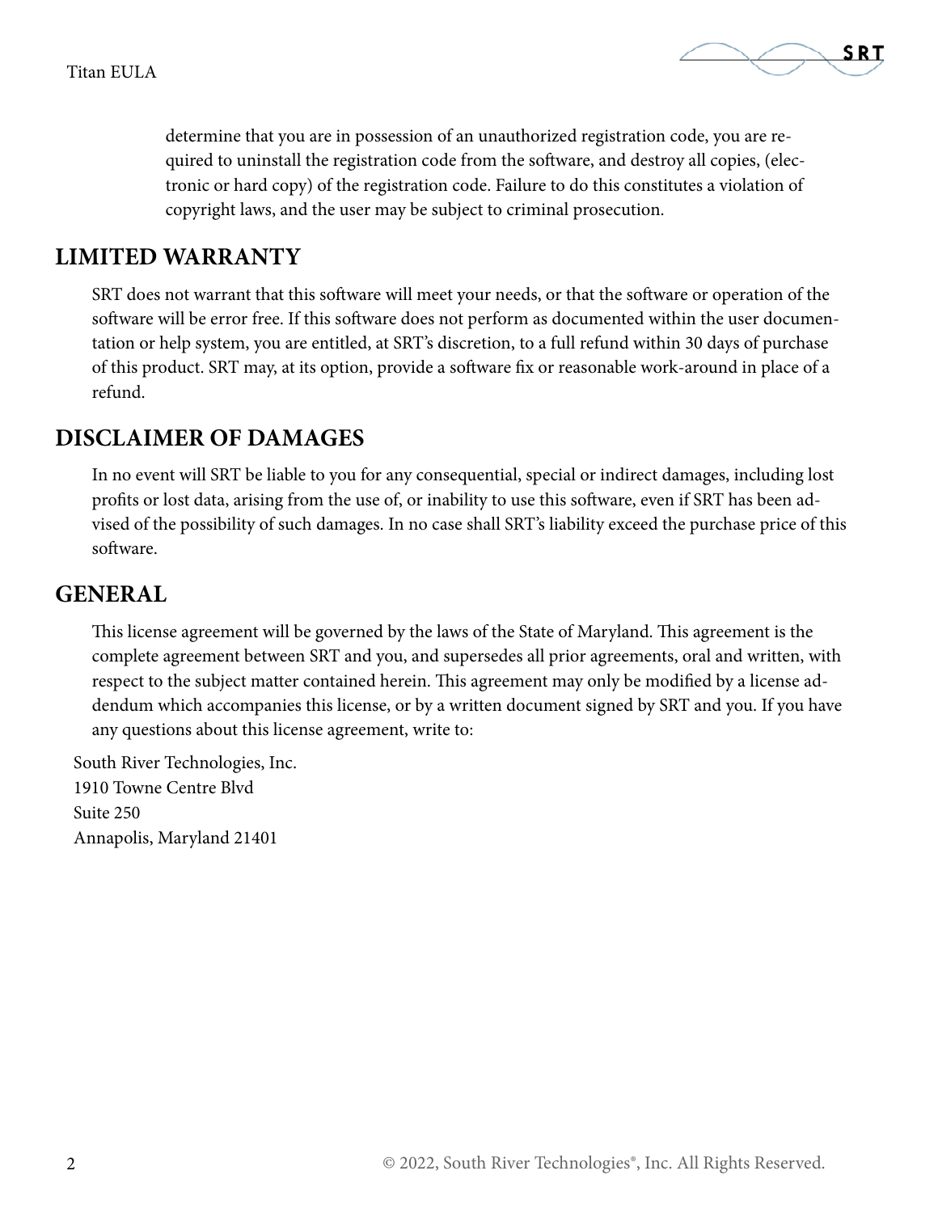determine that you are in possession of an unauthorized registration code, you are required to uninstall the registration code from the software, and destroy all copies, (electronic or hard copy) of the registration code. Failure to do this constitutes a violation of copyright laws, and the user may be subject to criminal prosecution.

## LIMITED WARRANTY

SRT does not warrant that this software will meet your needs, or that the software or operation of the software will be error free. If this software does not perform as documented within the user documentation or help system, you are entitled, at SRT's discretion, to a full refund within 30 days of purchase of this product. SRT may, at its option, provide a software fix or reasonable work-around in place of a refund.

## DISCLAIMER OF DAMAGES

In no event will SRT be liable to you for any consequential, special or indirect damages, including lost profits or lost data, arising from the use of, or inability to use this software, even if SRT has been advised of the possibility of such damages. In no case shall SRT's liability exceed the purchase price of this software.

## GENERAL

This license agreement will be governed by the laws of the State of Maryland. This agreement is the complete agreement between SRT and you, and supersedes all prior agreements, oral and written, with respect to the subject matter contained herein. This agreement may only be modified by a license addendum which accompanies this license, or by a written document signed by SRT and you. If you have any questions about this license agreement, write to:

South River Technologies, Inc.
1910 Towne Centre Blvd
Suite 250
Annapolis, Maryland 21401